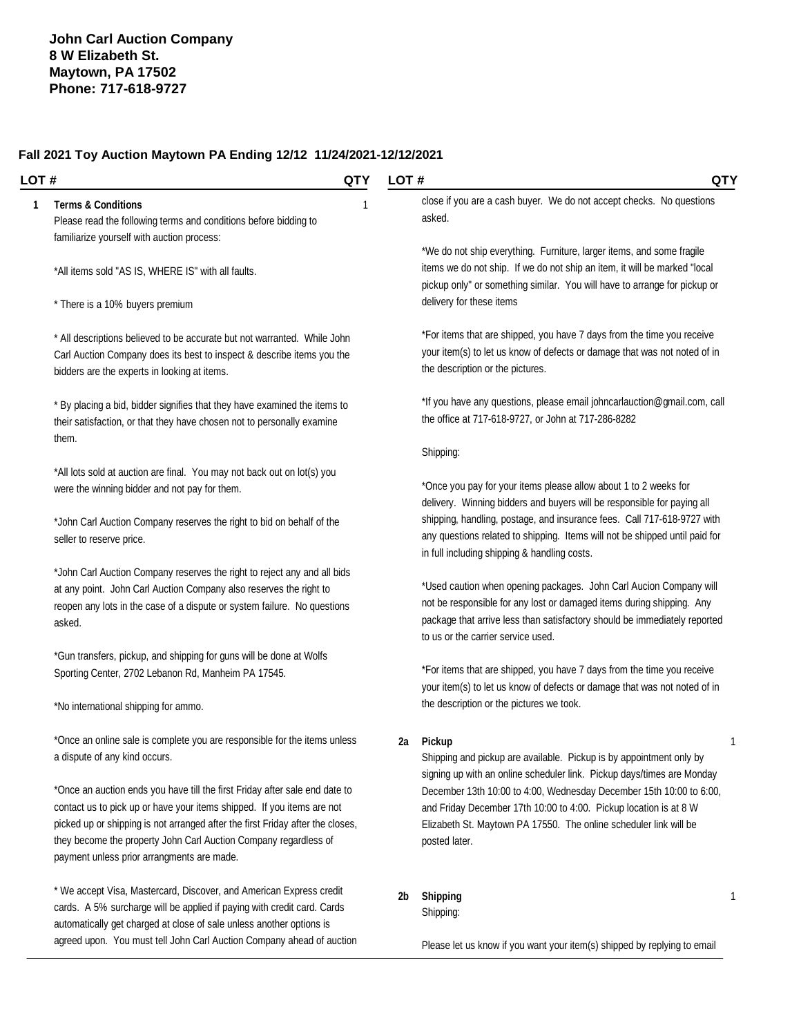**John Carl Auction Company**
**8 W Elizabeth St.**
**Maytown, PA 17502**
**Phone: 717-618-9727**

## Fall 2021 Toy Auction Maytown PA Ending 12/12 11/24/2021-12/12/2021

| LOT # | | QTY |
|---|---|---|
| 1 | **Terms & Conditions** | 1 |

Please read the following terms and conditions before bidding to familiarize yourself with auction process:

*All items sold "AS IS, WHERE IS" with all faults.

* There is a 10% buyers premium

* All descriptions believed to be accurate but not warranted. While John Carl Auction Company does its best to inspect & describe items you the bidders are the experts in looking at items.

* By placing a bid, bidder signifies that they have examined the items to their satisfaction, or that they have chosen not to personally examine them.

*All lots sold at auction are final. You may not back out on lot(s) you were the winning bidder and not pay for them.

*John Carl Auction Company reserves the right to bid on behalf of the seller to reserve price.

*John Carl Auction Company reserves the right to reject any and all bids at any point. John Carl Auction Company also reserves the right to reopen any lots in the case of a dispute or system failure. No questions asked.

*Gun transfers, pickup, and shipping for guns will be done at Wolfs Sporting Center, 2702 Lebanon Rd, Manheim PA 17545.

*No international shipping for ammo.

*Once an online sale is complete you are responsible for the items unless a dispute of any kind occurs.

*Once an auction ends you have till the first Friday after sale end date to contact us to pick up or have your items shipped. If you items are not picked up or shipping is not arranged after the first Friday after the closes, they become the property John Carl Auction Company regardless of payment unless prior arrangments are made.

* We accept Visa, Mastercard, Discover, and American Express credit cards. A 5% surcharge will be applied if paying with credit card. Cards automatically get charged at close of sale unless another options is agreed upon. You must tell John Carl Auction Company ahead of auction close if you are a cash buyer. We do not accept checks. No questions asked.

*We do not ship everything. Furniture, larger items, and some fragile items we do not ship. If we do not ship an item, it will be marked "local pickup only" or something similar. You will have to arrange for pickup or delivery for these items

*For items that are shipped, you have 7 days from the time you receive your item(s) to let us know of defects or damage that was not noted of in the description or the pictures.

*If you have any questions, please email johncarlauction@gmail.com, call the office at 717-618-9727, or John at 717-286-8282

Shipping:

*Once you pay for your items please allow about 1 to 2 weeks for delivery. Winning bidders and buyers will be responsible for paying all shipping, handling, postage, and insurance fees. Call 717-618-9727 with any questions related to shipping. Items will not be shipped until paid for in full including shipping & handling costs.

*Used caution when opening packages. John Carl Aucion Company will not be responsible for any lost or damaged items during shipping. Any package that arrive less than satisfactory should be immediately reported to us or the carrier service used.

*For items that are shipped, you have 7 days from the time you receive your item(s) to let us know of defects or damage that was not noted of in the description or the pictures we took.

| LOT # | | QTY |
|---|---|---|
| 2a | **Pickup** | 1 |

Shipping and pickup are available. Pickup is by appointment only by signing up with an online scheduler link. Pickup days/times are Monday December 13th 10:00 to 4:00, Wednesday December 15th 10:00 to 6:00, and Friday December 17th 10:00 to 4:00. Pickup location is at 8 W Elizabeth St. Maytown PA 17550. The online scheduler link will be posted later.

| LOT # | | QTY |
|---|---|---|
| 2b | **Shipping** | 1 |

Shipping:

Please let us know if you want your item(s) shipped by replying to email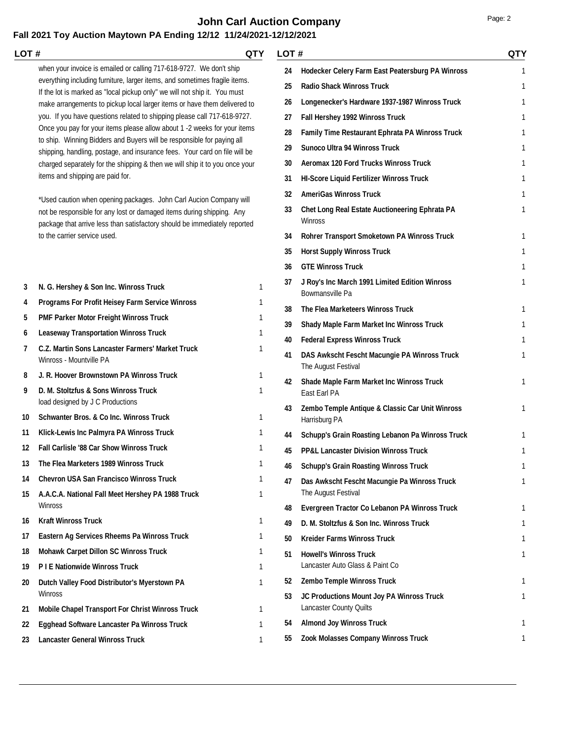# John Carl Auction Company

## Fall 2021 Toy Auction Maytown PA Ending 12/12 11/24/2021-12/12/2021

when your invoice is emailed or calling 717-618-9727. We don't ship everything including furniture, larger items, and sometimes fragile items. If the lot is marked as "local pickup only" we will not ship it. You must make arrangements to pickup local larger items or have them delivered to you. If you have questions related to shipping please call 717-618-9727. Once you pay for your items please allow about 1 -2 weeks for your items to ship. Winning Bidders and Buyers will be responsible for paying all shipping, handling, postage, and insurance fees. Your card on file will be charged separately for the shipping & then we will ship it to you once your items and shipping are paid for.

*Used caution when opening packages. John Carl Aucion Company will not be responsible for any lost or damaged items during shipping. Any package that arrive less than satisfactory should be immediately reported to the carrier service used.

| LOT # | | QTY |
|---|---|---|
| 3 | **N. G. Hershey & Son Inc. Winross Truck** | 1 |
| 4 | **Programs For Profit Heisey Farm Service Winross** | 1 |
| 5 | **PMF Parker Motor Freight Winross Truck** | 1 |
| 6 | **Leaseway Transportation Winross Truck** | 1 |
| 7 | **C.Z. Martin Sons Lancaster Farmers' Market Truck** Winross - Mountville PA | 1 |
| 8 | **J. R. Hoover Brownstown PA Winross Truck** | 1 |
| 9 | **D. M. Stoltzfus & Sons Winross Truck** load designed by J C Productions | 1 |
| 10 | **Schwanter Bros. & Co Inc. Winross Truck** | 1 |
| 11 | **Klick-Lewis Inc Palmyra PA Winross Truck** | 1 |
| 12 | **Fall Carlisle '88 Car Show Winross Truck** | 1 |
| 13 | **The Flea Marketers 1989 Winross Truck** | 1 |
| 14 | **Chevron USA San Francisco Winross Truck** | 1 |
| 15 | **A.A.C.A. National Fall Meet Hershey PA 1988 Truck** Winross | 1 |
| 16 | **Kraft Winross Truck** | 1 |
| 17 | **Eastern Ag Services Rheems Pa Winross Truck** | 1 |
| 18 | **Mohawk Carpet Dillon SC Winross Truck** | 1 |
| 19 | **P I E Nationwide Winross Truck** | 1 |
| 20 | **Dutch Valley Food Distributor's Myerstown PA** Winross | 1 |
| 21 | **Mobile Chapel Transport For Christ Winross Truck** | 1 |
| 22 | **Egghead Software Lancaster Pa Winross Truck** | 1 |
| 23 | **Lancaster General Winross Truck** | 1 |
| 24 | **Hodecker Celery Farm East Peatersburg PA Winross** | 1 |
| 25 | **Radio Shack Winross Truck** | 1 |
| 26 | **Longenecker's Hardware 1937-1987 Winross Truck** | 1 |
| 27 | **Fall Hershey 1992 Winross Truck** | 1 |
| 28 | **Family Time Restaurant Ephrata PA Winross Truck** | 1 |
| 29 | **Sunoco Ultra 94 Winross Truck** | 1 |
| 30 | **Aeromax 120 Ford Trucks Winross Truck** | 1 |
| 31 | **HI-Score Liquid Fertilizer Winross Truck** | 1 |
| 32 | **AmeriGas Winross Truck** | 1 |
| 33 | **Chet Long Real Estate Auctioneering Ephrata PA** Winross | 1 |
| 34 | **Rohrer Transport Smoketown PA Winross Truck** | 1 |
| 35 | **Horst Supply Winross Truck** | 1 |
| 36 | **GTE Winross Truck** | 1 |
| 37 | **J Roy's Inc March 1991 Limited Edition Winross** Bowmansville Pa | 1 |
| 38 | **The Flea Marketeers Winross Truck** | 1 |
| 39 | **Shady Maple Farm Market Inc Winross Truck** | 1 |
| 40 | **Federal Express Winross Truck** | 1 |
| 41 | **DAS Awkscht Fescht Macungie PA Winross Truck** The August Festival | 1 |
| 42 | **Shade Maple Farm Market Inc Winross Truck** East Earl PA | 1 |
| 43 | **Zembo Temple Antique & Classic Car Unit Winross** Harrisburg PA | 1 |
| 44 | **Schupp's Grain Roasting Lebanon Pa Winross Truck** | 1 |
| 45 | **PP&L Lancaster Division Winross Truck** | 1 |
| 46 | **Schupp's Grain Roasting Winross Truck** | 1 |
| 47 | **Das Awkscht Fescht Macungie Pa Winross Truck** The August Festival | 1 |
| 48 | **Evergreen Tractor Co Lebanon PA Winross Truck** | 1 |
| 49 | **D. M. Stoltzfus & Son Inc. Winross Truck** | 1 |
| 50 | **Kreider Farms Winross Truck** | 1 |
| 51 | **Howell's Winross Truck** Lancaster Auto Glass & Paint Co | 1 |
| 52 | **Zembo Temple Winross Truck** | 1 |
| 53 | **JC Productions Mount Joy PA Winross Truck** Lancaster County Quilts | 1 |
| 54 | **Almond Joy Winross Truck** | 1 |
| 55 | **Zook Molasses Company Winross Truck** | 1 |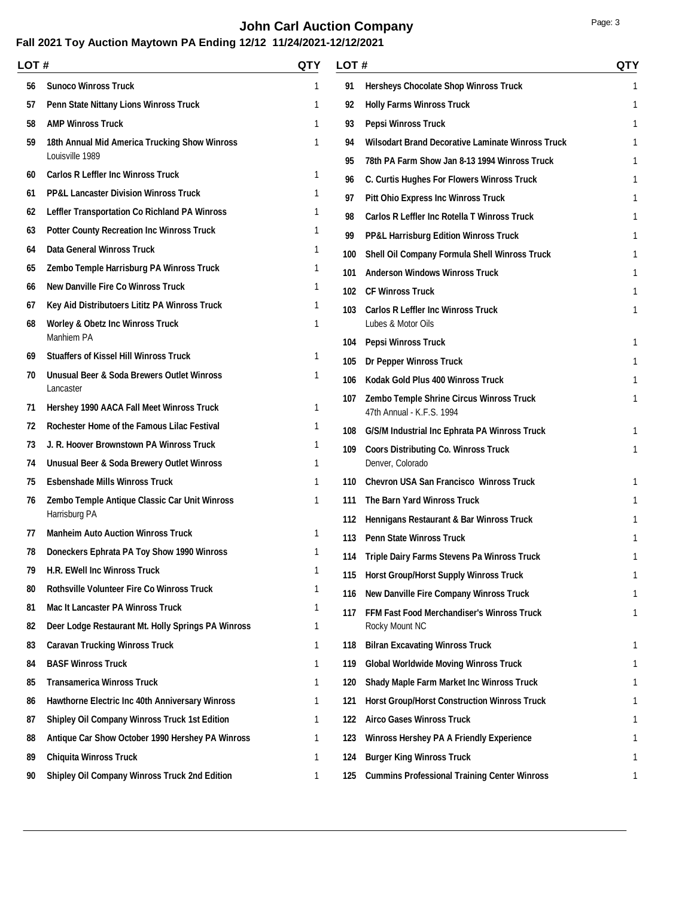# John Carl Auction Company

## Fall 2021 Toy Auction Maytown PA Ending 12/12 11/24/2021-12/12/2021

| LOT # | | QTY |
|---|---|---|
| 56 | Sunoco Winross Truck | 1 |
| 57 | Penn State Nittany Lions Winross Truck | 1 |
| 58 | AMP Winross Truck | 1 |
| 59 | 18th Annual Mid America Trucking Show Winross<br>Louisville 1989 | 1 |
| 60 | Carlos R Leffler Inc Winross Truck | 1 |
| 61 | PP&L Lancaster Division Winross Truck | 1 |
| 62 | Leffler Transportation Co Richland PA Winross | 1 |
| 63 | Potter County Recreation Inc Winross Truck | 1 |
| 64 | Data General Winross Truck | 1 |
| 65 | Zembo Temple Harrisburg PA Winross Truck | 1 |
| 66 | New Danville Fire Co Winross Truck | 1 |
| 67 | Key Aid Distributoers Lititz PA Winross Truck | 1 |
| 68 | Worley & Obetz Inc Winross Truck<br>Manhiem PA | 1 |
| 69 | Stuaffers of Kissel Hill Winross Truck | 1 |
| 70 | Unusual Beer & Soda Brewers Outlet Winross<br>Lancaster | 1 |
| 71 | Hershey 1990 AACA Fall Meet Winross Truck | 1 |
| 72 | Rochester Home of the Famous Lilac Festival | 1 |
| 73 | J. R. Hoover Brownstown PA Winross Truck | 1 |
| 74 | Unusual Beer & Soda Brewery Outlet Winross | 1 |
| 75 | Esbenshade Mills Winross Truck | 1 |
| 76 | Zembo Temple Antique Classic Car Unit Winross<br>Harrisburg PA | 1 |
| 77 | Manheim Auto Auction Winross Truck | 1 |
| 78 | Doneckers Ephrata PA Toy Show 1990 Winross | 1 |
| 79 | H.R. EWell Inc Winross Truck | 1 |
| 80 | Rothsville Volunteer Fire Co Winross Truck | 1 |
| 81 | Mac It Lancaster PA Winross Truck | 1 |
| 82 | Deer Lodge Restaurant Mt. Holly Springs PA Winross | 1 |
| 83 | Caravan Trucking Winross Truck | 1 |
| 84 | BASF Winross Truck | 1 |
| 85 | Transamerica Winross Truck | 1 |
| 86 | Hawthorne Electric Inc 40th Anniversary Winross | 1 |
| 87 | Shipley Oil Company Winross Truck 1st Edition | 1 |
| 88 | Antique Car Show October 1990 Hershey PA Winross | 1 |
| 89 | Chiquita Winross Truck | 1 |
| 90 | Shipley Oil Company Winross Truck 2nd Edition | 1 |
| 91 | Hersheys Chocolate Shop Winross Truck | 1 |
| 92 | Holly Farms Winross Truck | 1 |
| 93 | Pepsi Winross Truck | 1 |
| 94 | Wilsodart Brand Decorative Laminate Winross Truck | 1 |
| 95 | 78th PA Farm Show Jan 8-13 1994 Winross Truck | 1 |
| 96 | C. Curtis Hughes For Flowers Winross Truck | 1 |
| 97 | Pitt Ohio Express Inc Winross Truck | 1 |
| 98 | Carlos R Leffler Inc Rotella T Winross Truck | 1 |
| 99 | PP&L Harrisburg Edition Winross Truck | 1 |
| 100 | Shell Oil Company Formula Shell Winross Truck | 1 |
| 101 | Anderson Windows Winross Truck | 1 |
| 102 | CF Winross Truck | 1 |
| 103 | Carlos R Leffler Inc Winross Truck<br>Lubes & Motor Oils | 1 |
| 104 | Pepsi Winross Truck | 1 |
| 105 | Dr Pepper Winross Truck | 1 |
| 106 | Kodak Gold Plus 400 Winross Truck | 1 |
| 107 | Zembo Temple Shrine Circus Winross Truck<br>47th Annual - K.F.S. 1994 | 1 |
| 108 | G/S/M Industrial Inc Ephrata PA Winross Truck | 1 |
| 109 | Coors Distributing Co. Winross Truck<br>Denver, Colorado | 1 |
| 110 | Chevron USA San Francisco Winross Truck | 1 |
| 111 | The Barn Yard Winross Truck | 1 |
| 112 | Hennigans Restaurant & Bar Winross Truck | 1 |
| 113 | Penn State Winross Truck | 1 |
| 114 | Triple Dairy Farms Stevens Pa Winross Truck | 1 |
| 115 | Horst Group/Horst Supply Winross Truck | 1 |
| 116 | New Danville Fire Company Winross Truck | 1 |
| 117 | FFM Fast Food Merchandiser's Winross Truck<br>Rocky Mount NC | 1 |
| 118 | Bilran Excavating Winross Truck | 1 |
| 119 | Global Worldwide Moving Winross Truck | 1 |
| 120 | Shady Maple Farm Market Inc Winross Truck | 1 |
| 121 | Horst Group/Horst Construction Winross Truck | 1 |
| 122 | Airco Gases Winross Truck | 1 |
| 123 | Winross Hershey PA A Friendly Experience | 1 |
| 124 | Burger King Winross Truck | 1 |
| 125 | Cummins Professional Training Center Winross | 1 |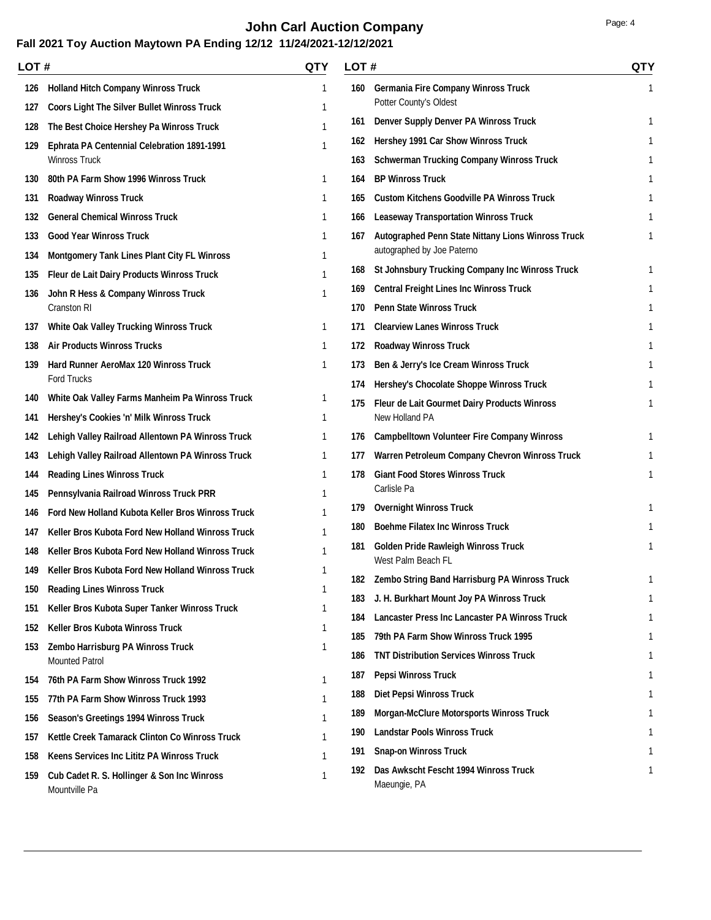# John Carl Auction Company

## Fall 2021 Toy Auction Maytown PA Ending 12/12 11/24/2021-12/12/2021

| LOT # | | QTY |
|---|---|---|
| 126 | Holland Hitch Company Winross Truck | 1 |
| 127 | Coors Light The Silver Bullet Winross Truck | 1 |
| 128 | The Best Choice Hershey Pa Winross Truck | 1 |
| 129 | Ephrata PA Centennial Celebration 1891-1991 Winross Truck | 1 |
| 130 | 80th PA Farm Show 1996 Winross Truck | 1 |
| 131 | Roadway Winross Truck | 1 |
| 132 | General Chemical Winross Truck | 1 |
| 133 | Good Year Winross Truck | 1 |
| 134 | Montgomery Tank Lines Plant City FL Winross | 1 |
| 135 | Fleur de Lait Dairy Products Winross Truck | 1 |
| 136 | John R Hess & Company Winross Truck Cranston RI | 1 |
| 137 | White Oak Valley Trucking Winross Truck | 1 |
| 138 | Air Products Winross Trucks | 1 |
| 139 | Hard Runner AeroMax 120 Winross Truck Ford Trucks | 1 |
| 140 | White Oak Valley Farms Manheim Pa Winross Truck | 1 |
| 141 | Hershey's Cookies 'n' Milk Winross Truck | 1 |
| 142 | Lehigh Valley Railroad Allentown PA Winross Truck | 1 |
| 143 | Lehigh Valley Railroad Allentown PA Winross Truck | 1 |
| 144 | Reading Lines Winross Truck | 1 |
| 145 | Pennsylvania Railroad Winross Truck PRR | 1 |
| 146 | Ford New Holland Kubota Keller Bros Winross Truck | 1 |
| 147 | Keller Bros Kubota Ford New Holland Winross Truck | 1 |
| 148 | Keller Bros Kubota Ford New Holland Winross Truck | 1 |
| 149 | Keller Bros Kubota Ford New Holland Winross Truck | 1 |
| 150 | Reading Lines Winross Truck | 1 |
| 151 | Keller Bros Kubota Super Tanker Winross Truck | 1 |
| 152 | Keller Bros Kubota Winross Truck | 1 |
| 153 | Zembo Harrisburg PA Winross Truck Mounted Patrol | 1 |
| 154 | 76th PA Farm Show Winross Truck 1992 | 1 |
| 155 | 77th PA Farm Show Winross Truck 1993 | 1 |
| 156 | Season's Greetings 1994 Winross Truck | 1 |
| 157 | Kettle Creek Tamarack Clinton Co Winross Truck | 1 |
| 158 | Keens Services Inc Lititz PA Winross Truck | 1 |
| 159 | Cub Cadet R. S. Hollinger & Son Inc Winross Mountville Pa | 1 |
| 160 | Germania Fire Company Winross Truck Potter County's Oldest | 1 |
| 161 | Denver Supply Denver PA Winross Truck | 1 |
| 162 | Hershey 1991 Car Show Winross Truck | 1 |
| 163 | Schwerman Trucking Company Winross Truck | 1 |
| 164 | BP Winross Truck | 1 |
| 165 | Custom Kitchens Goodville PA Winross Truck | 1 |
| 166 | Leaseway Transportation Winross Truck | 1 |
| 167 | Autographed Penn State Nittany Lions Winross Truck autographed by Joe Paterno | 1 |
| 168 | St Johnsbury Trucking Company Inc Winross Truck | 1 |
| 169 | Central Freight Lines Inc Winross Truck | 1 |
| 170 | Penn State Winross Truck | 1 |
| 171 | Clearview Lanes Winross Truck | 1 |
| 172 | Roadway Winross Truck | 1 |
| 173 | Ben & Jerry's Ice Cream Winross Truck | 1 |
| 174 | Hershey's Chocolate Shoppe Winross Truck | 1 |
| 175 | Fleur de Lait Gourmet Dairy Products Winross New Holland PA | 1 |
| 176 | Campbelltown Volunteer Fire Company Winross | 1 |
| 177 | Warren Petroleum Company Chevron Winross Truck | 1 |
| 178 | Giant Food Stores Winross Truck Carlisle Pa | 1 |
| 179 | Overnight Winross Truck | 1 |
| 180 | Boehme Filatex Inc Winross Truck | 1 |
| 181 | Golden Pride Rawleigh Winross Truck West Palm Beach FL | 1 |
| 182 | Zembo String Band Harrisburg PA Winross Truck | 1 |
| 183 | J. H. Burkhart Mount Joy PA Winross Truck | 1 |
| 184 | Lancaster Press Inc Lancaster PA Winross Truck | 1 |
| 185 | 79th PA Farm Show Winross Truck 1995 | 1 |
| 186 | TNT Distribution Services Winross Truck | 1 |
| 187 | Pepsi Winross Truck | 1 |
| 188 | Diet Pepsi Winross Truck | 1 |
| 189 | Morgan-McClure Motorsports Winross Truck | 1 |
| 190 | Landstar Pools Winross Truck | 1 |
| 191 | Snap-on Winross Truck | 1 |
| 192 | Das Awkscht Fescht 1994 Winross Truck Maeungie, PA | 1 |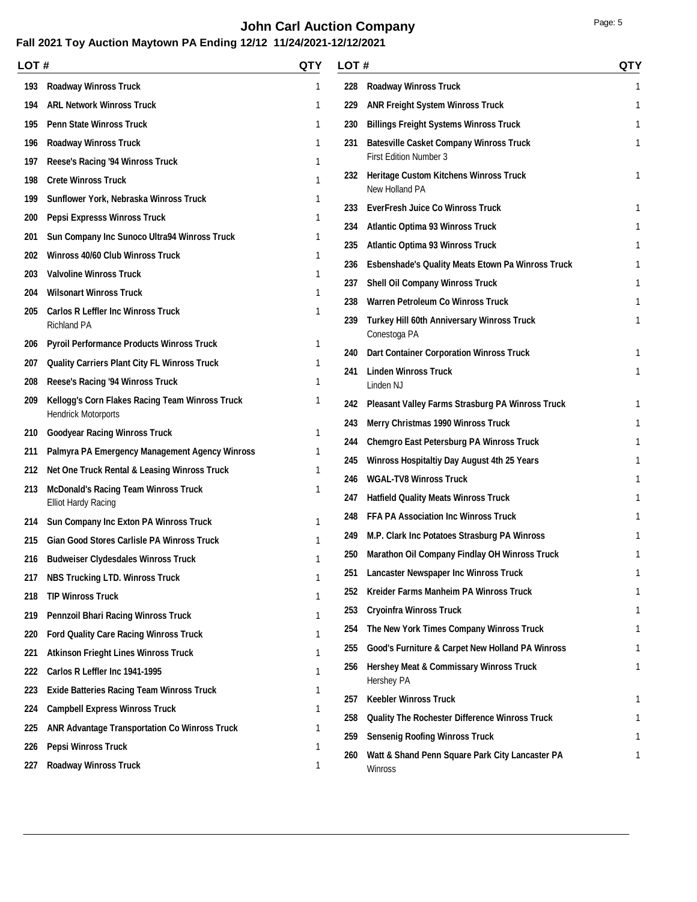# John Carl Auction Company

## Fall 2021 Toy Auction Maytown PA Ending 12/12 11/24/2021-12/12/2021

| LOT # | | QTY |
|---|---|---|
| 193 | Roadway Winross Truck | 1 |
| 194 | ARL Network Winross Truck | 1 |
| 195 | Penn State Winross Truck | 1 |
| 196 | Roadway Winross Truck | 1 |
| 197 | Reese's Racing '94 Winross Truck | 1 |
| 198 | Crete Winross Truck | 1 |
| 199 | Sunflower York, Nebraska Winross Truck | 1 |
| 200 | Pepsi Expresss Winross Truck | 1 |
| 201 | Sun Company Inc Sunoco Ultra94 Winross Truck | 1 |
| 202 | Winross 40/60 Club Winross Truck | 1 |
| 203 | Valvoline Winross Truck | 1 |
| 204 | Wilsonart Winross Truck | 1 |
| 205 | Carlos R Leffler Inc Winross Truck<br>Richland PA | 1 |
| 206 | Pyroil Performance Products Winross Truck | 1 |
| 207 | Quality Carriers Plant City FL Winross Truck | 1 |
| 208 | Reese's Racing '94 Winross Truck | 1 |
| 209 | Kellogg's Corn Flakes Racing Team Winross Truck<br>Hendrick Motorports | 1 |
| 210 | Goodyear Racing Winross Truck | 1 |
| 211 | Palmyra PA Emergency Management Agency Winross | 1 |
| 212 | Net One Truck Rental & Leasing Winross Truck | 1 |
| 213 | McDonald's Racing Team Winross Truck<br>Elliot Hardy Racing | 1 |
| 214 | Sun Company Inc Exton PA Winross Truck | 1 |
| 215 | Gian Good Stores Carlisle PA Winross Truck | 1 |
| 216 | Budweiser Clydesdales Winross Truck | 1 |
| 217 | NBS Trucking LTD. Winross Truck | 1 |
| 218 | TIP Winross Truck | 1 |
| 219 | Pennzoil Bhari Racing Winross Truck | 1 |
| 220 | Ford Quality Care Racing Winross Truck | 1 |
| 221 | Atkinson Frieght Lines Winross Truck | 1 |
| 222 | Carlos R Leffler Inc 1941-1995 | 1 |
| 223 | Exide Batteries Racing Team Winross Truck | 1 |
| 224 | Campbell Express Winross Truck | 1 |
| 225 | ANR Advantage Transportation Co Winross Truck | 1 |
| 226 | Pepsi Winross Truck | 1 |
| 227 | Roadway Winross Truck | 1 |
| 228 | Roadway Winross Truck | 1 |
| 229 | ANR Freight System Winross Truck | 1 |
| 230 | Billings Freight Systems Winross Truck | 1 |
| 231 | Batesville Casket Company Winross Truck<br>First Edition Number 3 | 1 |
| 232 | Heritage Custom Kitchens Winross Truck<br>New Holland PA | 1 |
| 233 | EverFresh Juice Co Winross Truck | 1 |
| 234 | Atlantic Optima 93 Winross Truck | 1 |
| 235 | Atlantic Optima 93 Winross Truck | 1 |
| 236 | Esbenshade's Quality Meats Etown Pa Winross Truck | 1 |
| 237 | Shell Oil Company Winross Truck | 1 |
| 238 | Warren Petroleum Co Winross Truck | 1 |
| 239 | Turkey Hill 60th Anniversary Winross Truck<br>Conestoga PA | 1 |
| 240 | Dart Container Corporation Winross Truck | 1 |
| 241 | Linden Winross Truck<br>Linden NJ | 1 |
| 242 | Pleasant Valley Farms Strasburg PA Winross Truck | 1 |
| 243 | Merry Christmas 1990 Winross Truck | 1 |
| 244 | Chemgro East Petersburg PA Winross Truck | 1 |
| 245 | Winross Hospitaltiy Day August 4th 25 Years | 1 |
| 246 | WGAL-TV8 Winross Truck | 1 |
| 247 | Hatfield Quality Meats Winross Truck | 1 |
| 248 | FFA PA Association Inc Winross Truck | 1 |
| 249 | M.P. Clark Inc Potatoes Strasburg PA Winross | 1 |
| 250 | Marathon Oil Company Findlay OH Winross Truck | 1 |
| 251 | Lancaster Newspaper Inc Winross Truck | 1 |
| 252 | Kreider Farms Manheim PA Winross Truck | 1 |
| 253 | Cryoinfra Winross Truck | 1 |
| 254 | The New York Times Company Winross Truck | 1 |
| 255 | Good's Furniture & Carpet New Holland PA Winross | 1 |
| 256 | Hershey Meat & Commissary Winross Truck<br>Hershey PA | 1 |
| 257 | Keebler Winross Truck | 1 |
| 258 | Quality The Rochester Difference Winross Truck | 1 |
| 259 | Sensenig Roofing Winross Truck | 1 |
| 260 | Watt & Shand Penn Square Park City Lancaster PA<br>Winross | 1 |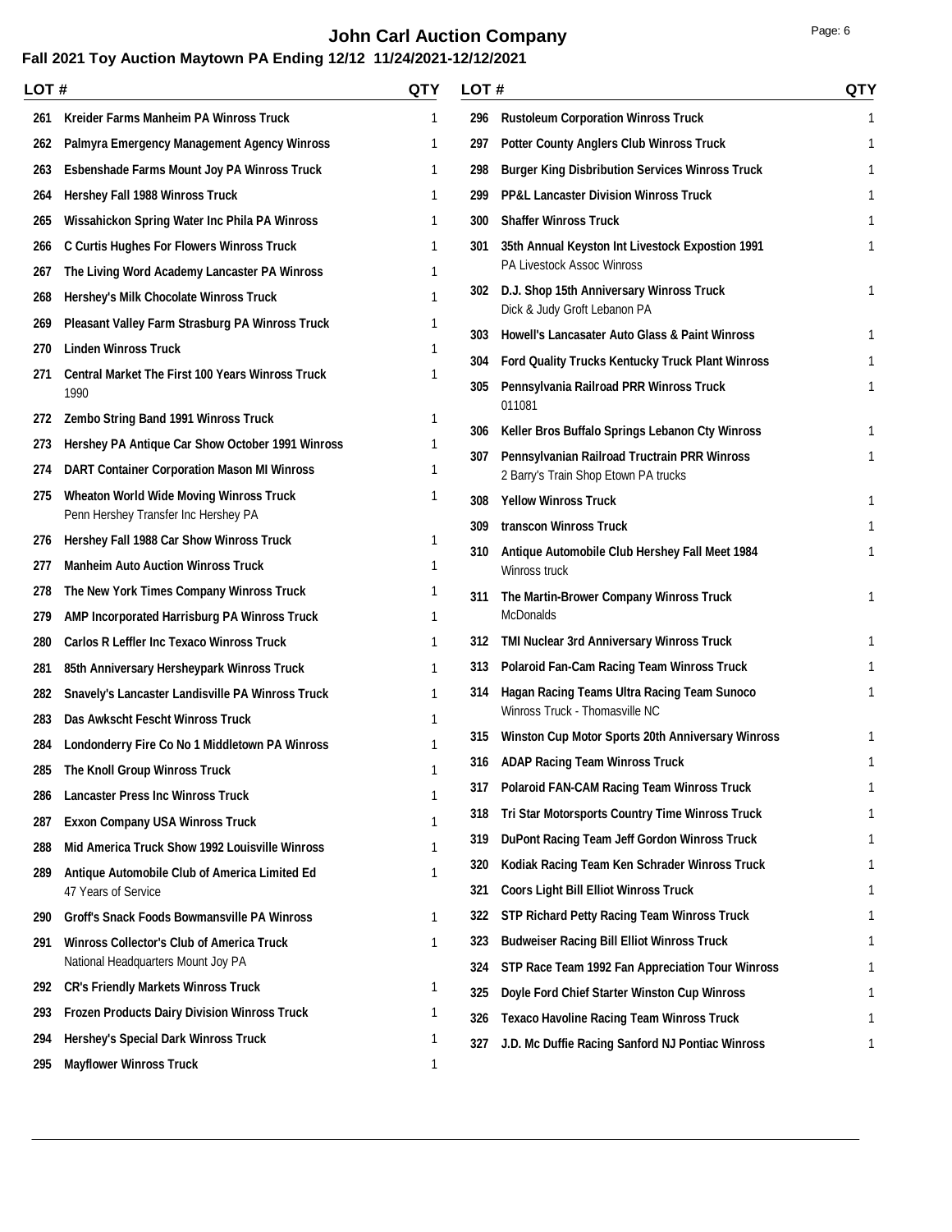# John Carl Auction Company

## Fall 2021 Toy Auction Maytown PA Ending 12/12 11/24/2021-12/12/2021

| LOT # | | QTY |
|---|---|---|
| 261 | Kreider Farms Manheim PA Winross Truck | 1 |
| 262 | Palmyra Emergency Management Agency Winross | 1 |
| 263 | Esbenshade Farms Mount Joy PA Winross Truck | 1 |
| 264 | Hershey Fall 1988 Winross Truck | 1 |
| 265 | Wissahickon Spring Water Inc Phila PA Winross | 1 |
| 266 | C Curtis Hughes For Flowers Winross Truck | 1 |
| 267 | The Living Word Academy Lancaster PA Winross | 1 |
| 268 | Hershey's Milk Chocolate Winross Truck | 1 |
| 269 | Pleasant Valley Farm Strasburg PA Winross Truck | 1 |
| 270 | Linden Winross Truck | 1 |
| 271 | Central Market The First 100 Years Winross Truck 1990 | 1 |
| 272 | Zembo String Band 1991 Winross Truck | 1 |
| 273 | Hershey PA Antique Car Show October 1991 Winross | 1 |
| 274 | DART Container Corporation Mason MI Winross | 1 |
| 275 | Wheaton World Wide Moving Winross Truck Penn Hershey Transfer Inc Hershey PA | 1 |
| 276 | Hershey Fall 1988 Car Show Winross Truck | 1 |
| 277 | Manheim Auto Auction Winross Truck | 1 |
| 278 | The New York Times Company Winross Truck | 1 |
| 279 | AMP Incorporated Harrisburg PA Winross Truck | 1 |
| 280 | Carlos R Leffler Inc Texaco Winross Truck | 1 |
| 281 | 85th Anniversary Hersheypark Winross Truck | 1 |
| 282 | Snavely's Lancaster Landisville PA Winross Truck | 1 |
| 283 | Das Awkscht Fescht Winross Truck | 1 |
| 284 | Londonderry Fire Co No 1 Middletown PA Winross | 1 |
| 285 | The Knoll Group Winross Truck | 1 |
| 286 | Lancaster Press Inc Winross Truck | 1 |
| 287 | Exxon Company USA Winross Truck | 1 |
| 288 | Mid America Truck Show 1992 Louisville Winross | 1 |
| 289 | Antique Automobile Club of America Limited Ed 47 Years of Service | 1 |
| 290 | Groff's Snack Foods Bowmansville PA Winross | 1 |
| 291 | Winross Collector's Club of America Truck National Headquarters Mount Joy PA | 1 |
| 292 | CR's Friendly Markets Winross Truck | 1 |
| 293 | Frozen Products Dairy Division Winross Truck | 1 |
| 294 | Hershey's Special Dark Winross Truck | 1 |
| 295 | Mayflower Winross Truck | 1 |
| 296 | Rustoleum Corporation Winross Truck | 1 |
| 297 | Potter County Anglers Club Winross Truck | 1 |
| 298 | Burger King Disbribution Services Winross Truck | 1 |
| 299 | PP&L Lancaster Division Winross Truck | 1 |
| 300 | Shaffer Winross Truck | 1 |
| 301 | 35th Annual Keyston Int Livestock Expostion 1991 PA Livestock Assoc Winross | 1 |
| 302 | D.J. Shop 15th Anniversary Winross Truck Dick & Judy Groft Lebanon PA | 1 |
| 303 | Howell's Lancasater Auto Glass & Paint Winross | 1 |
| 304 | Ford Quality Trucks Kentucky Truck Plant Winross | 1 |
| 305 | Pennsylvania Railroad PRR Winross Truck 011081 | 1 |
| 306 | Keller Bros Buffalo Springs Lebanon Cty Winross | 1 |
| 307 | Pennsylvanian Railroad Tructrain PRR Winross 2 Barry's Train Shop Etown PA trucks | 1 |
| 308 | Yellow Winross Truck | 1 |
| 309 | transcon Winross Truck | 1 |
| 310 | Antique Automobile Club Hershey Fall Meet 1984 Winross truck | 1 |
| 311 | The Martin-Brower Company Winross Truck McDonalds | 1 |
| 312 | TMI Nuclear 3rd Anniversary Winross Truck | 1 |
| 313 | Polaroid Fan-Cam Racing Team Winross Truck | 1 |
| 314 | Hagan Racing Teams Ultra Racing Team Sunoco Winross Truck - Thomasville NC | 1 |
| 315 | Winston Cup Motor Sports 20th Anniversary Winross | 1 |
| 316 | ADAP Racing Team Winross Truck | 1 |
| 317 | Polaroid FAN-CAM Racing Team Winross Truck | 1 |
| 318 | Tri Star Motorsports Country Time Winross Truck | 1 |
| 319 | DuPont Racing Team Jeff Gordon Winross Truck | 1 |
| 320 | Kodiak Racing Team Ken Schrader Winross Truck | 1 |
| 321 | Coors Light Bill Elliot Winross Truck | 1 |
| 322 | STP Richard Petty Racing Team Winross Truck | 1 |
| 323 | Budweiser Racing Bill Elliot Winross Truck | 1 |
| 324 | STP Race Team 1992 Fan Appreciation Tour Winross | 1 |
| 325 | Doyle Ford Chief Starter Winston Cup Winross | 1 |
| 326 | Texaco Havoline Racing Team Winross Truck | 1 |
| 327 | J.D. Mc Duffie Racing Sanford NJ Pontiac Winross | 1 |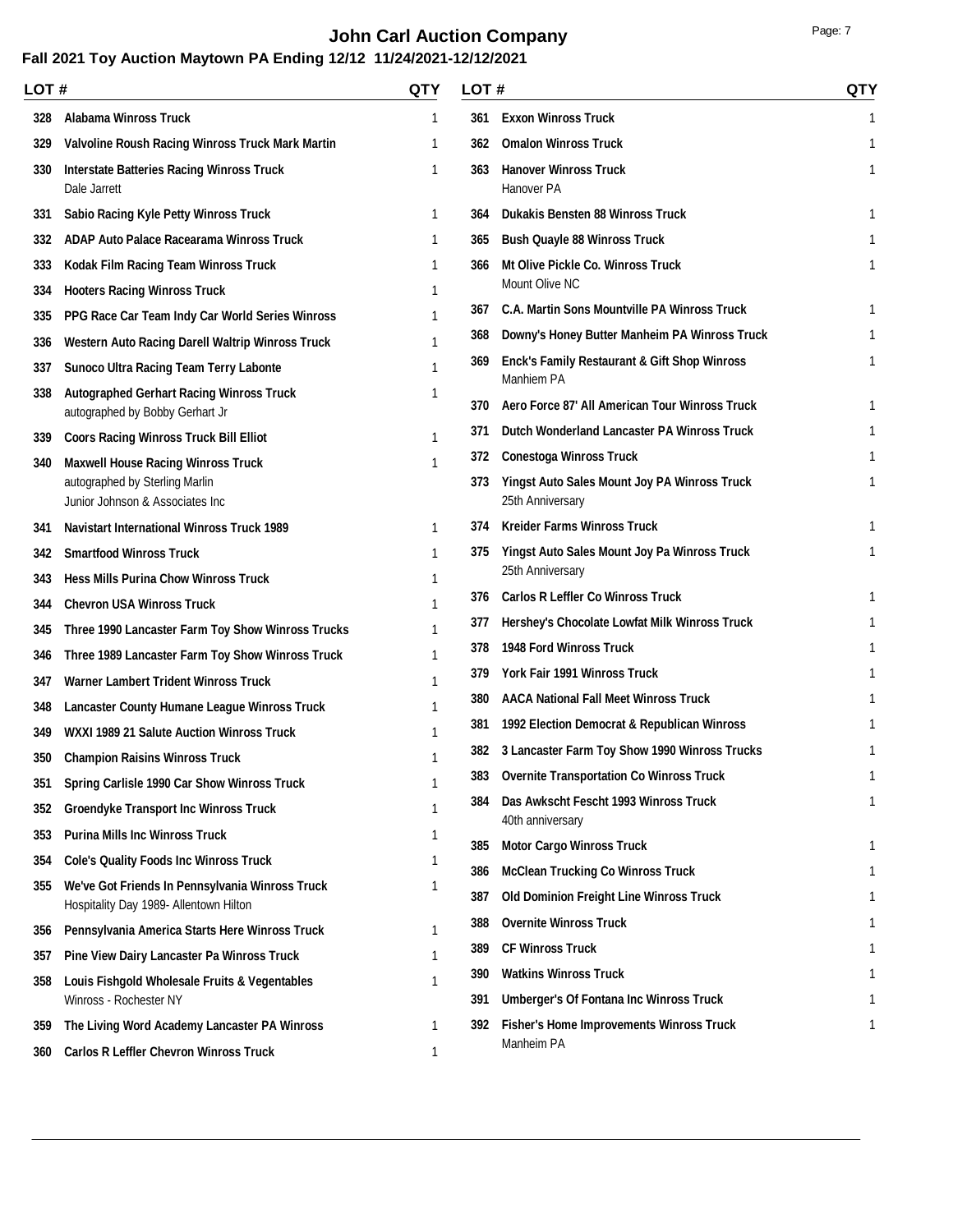# John Carl Auction Company

## Fall 2021 Toy Auction Maytown PA Ending 12/12 11/24/2021-12/12/2021

| LOT # | | QTY |
|---|---|---|
| 328 | Alabama Winross Truck | 1 |
| 329 | Valvoline Roush Racing Winross Truck Mark Martin | 1 |
| 330 | Interstate Batteries Racing Winross Truck<br>Dale Jarrett | 1 |
| 331 | Sabio Racing Kyle Petty Winross Truck | 1 |
| 332 | ADAP Auto Palace Racearama Winross Truck | 1 |
| 333 | Kodak Film Racing Team Winross Truck | 1 |
| 334 | Hooters Racing Winross Truck | 1 |
| 335 | PPG Race Car Team Indy Car World Series Winross | 1 |
| 336 | Western Auto Racing Darell Waltrip Winross Truck | 1 |
| 337 | Sunoco Ultra Racing Team Terry Labonte | 1 |
| 338 | Autographed Gerhart Racing Winross Truck<br>autographed by Bobby Gerhart Jr | 1 |
| 339 | Coors Racing Winross Truck Bill Elliot | 1 |
| 340 | Maxwell House Racing Winross Truck<br>autographed by Sterling Marlin<br>Junior Johnson & Associates Inc | 1 |
| 341 | Navistart International Winross Truck 1989 | 1 |
| 342 | Smartfood Winross Truck | 1 |
| 343 | Hess Mills Purina Chow Winross Truck | 1 |
| 344 | Chevron USA Winross Truck | 1 |
| 345 | Three 1990 Lancaster Farm Toy Show Winross Trucks | 1 |
| 346 | Three 1989 Lancaster Farm Toy Show Winross Truck | 1 |
| 347 | Warner Lambert Trident Winross Truck | 1 |
| 348 | Lancaster County Humane League Winross Truck | 1 |
| 349 | WXXI 1989 21 Salute Auction Winross Truck | 1 |
| 350 | Champion Raisins Winross Truck | 1 |
| 351 | Spring Carlisle 1990 Car Show Winross Truck | 1 |
| 352 | Groendyke Transport Inc Winross Truck | 1 |
| 353 | Purina Mills Inc Winross Truck | 1 |
| 354 | Cole's Quality Foods Inc Winross Truck | 1 |
| 355 | We've Got Friends In Pennsylvania Winross Truck<br>Hospitality Day 1989- Allentown Hilton | 1 |
| 356 | Pennsylvania America Starts Here Winross Truck | 1 |
| 357 | Pine View Dairy Lancaster Pa Winross Truck | 1 |
| 358 | Louis Fishgold Wholesale Fruits & Vegentables<br>Winross - Rochester NY | 1 |
| 359 | The Living Word Academy Lancaster PA Winross | 1 |
| 360 | Carlos R Leffler Chevron Winross Truck | 1 |
| 361 | Exxon Winross Truck | 1 |
| 362 | Omalon Winross Truck | 1 |
| 363 | Hanover Winross Truck<br>Hanover PA | 1 |
| 364 | Dukakis Bensten 88 Winross Truck | 1 |
| 365 | Bush Quayle 88 Winross Truck | 1 |
| 366 | Mt Olive Pickle Co. Winross Truck<br>Mount Olive NC | 1 |
| 367 | C.A. Martin Sons Mountville PA Winross Truck | 1 |
| 368 | Downy's Honey Butter Manheim PA Winross Truck | 1 |
| 369 | Enck's Family Restaurant & Gift Shop Winross<br>Manhiem PA | 1 |
| 370 | Aero Force 87' All American Tour Winross Truck | 1 |
| 371 | Dutch Wonderland Lancaster PA Winross Truck | 1 |
| 372 | Conestoga Winross Truck | 1 |
| 373 | Yingst Auto Sales Mount Joy PA Winross Truck<br>25th Anniversary | 1 |
| 374 | Kreider Farms Winross Truck | 1 |
| 375 | Yingst Auto Sales Mount Joy Pa Winross Truck<br>25th Anniversary | 1 |
| 376 | Carlos R Leffler Co Winross Truck | 1 |
| 377 | Hershey's Chocolate Lowfat Milk Winross Truck | 1 |
| 378 | 1948 Ford Winross Truck | 1 |
| 379 | York Fair 1991 Winross Truck | 1 |
| 380 | AACA National Fall Meet Winross Truck | 1 |
| 381 | 1992 Election Democrat & Republican Winross | 1 |
| 382 | 3 Lancaster Farm Toy Show 1990 Winross Trucks | 1 |
| 383 | Overnite Transportation Co Winross Truck | 1 |
| 384 | Das Awkscht Fescht 1993 Winross Truck<br>40th anniversary | 1 |
| 385 | Motor Cargo Winross Truck | 1 |
| 386 | McClean Trucking Co Winross Truck | 1 |
| 387 | Old Dominion Freight Line Winross Truck | 1 |
| 388 | Overnite Winross Truck | 1 |
| 389 | CF Winross Truck | 1 |
| 390 | Watkins Winross Truck | 1 |
| 391 | Umberger's Of Fontana Inc Winross Truck | 1 |
| 392 | Fisher's Home Improvements Winross Truck<br>Manheim PA | 1 |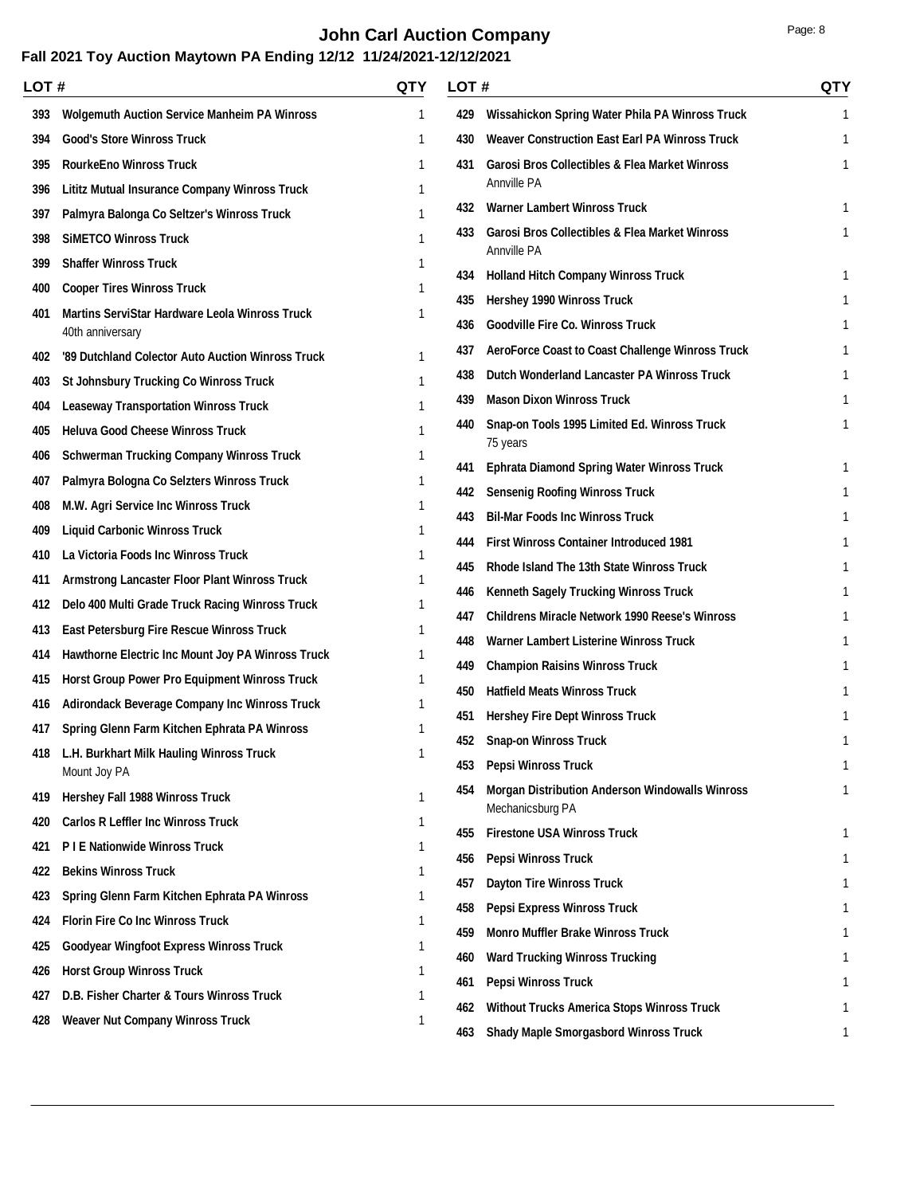# John Carl Auction Company

## Fall 2021 Toy Auction Maytown PA Ending 12/12 11/24/2021-12/12/2021

| LOT # | | QTY |
|---|---|---|
| 393 | Wolgemuth Auction Service Manheim PA Winross | 1 |
| 394 | Good's Store Winross Truck | 1 |
| 395 | RourkeEno Winross Truck | 1 |
| 396 | Lititz Mutual Insurance Company Winross Truck | 1 |
| 397 | Palmyra Balonga Co Seltzer's Winross Truck | 1 |
| 398 | SiMETCO Winross Truck | 1 |
| 399 | Shaffer Winross Truck | 1 |
| 400 | Cooper Tires Winross Truck | 1 |
| 401 | Martins ServiStar Hardware Leola Winross Truck<br>40th anniversary | 1 |
| 402 | '89 Dutchland Colector Auto Auction Winross Truck | 1 |
| 403 | St Johnsbury Trucking Co Winross Truck | 1 |
| 404 | Leaseway Transportation Winross Truck | 1 |
| 405 | Heluva Good Cheese Winross Truck | 1 |
| 406 | Schwerman Trucking Company Winross Truck | 1 |
| 407 | Palmyra Bologna Co Selzters Winross Truck | 1 |
| 408 | M.W. Agri Service Inc Winross Truck | 1 |
| 409 | Liquid Carbonic Winross Truck | 1 |
| 410 | La Victoria Foods Inc Winross Truck | 1 |
| 411 | Armstrong Lancaster Floor Plant Winross Truck | 1 |
| 412 | Delo 400 Multi Grade Truck Racing Winross Truck | 1 |
| 413 | East Petersburg Fire Rescue Winross Truck | 1 |
| 414 | Hawthorne Electric Inc Mount Joy PA Winross Truck | 1 |
| 415 | Horst Group Power Pro Equipment Winross Truck | 1 |
| 416 | Adirondack Beverage Company Inc Winross Truck | 1 |
| 417 | Spring Glenn Farm Kitchen Ephrata PA Winross | 1 |
| 418 | L.H. Burkhart Milk Hauling Winross Truck<br>Mount Joy PA | 1 |
| 419 | Hershey Fall 1988 Winross Truck | 1 |
| 420 | Carlos R Leffler Inc Winross Truck | 1 |
| 421 | P I E Nationwide Winross Truck | 1 |
| 422 | Bekins Winross Truck | 1 |
| 423 | Spring Glenn Farm Kitchen Ephrata PA Winross | 1 |
| 424 | Florin Fire Co Inc Winross Truck | 1 |
| 425 | Goodyear Wingfoot Express Winross Truck | 1 |
| 426 | Horst Group Winross Truck | 1 |
| 427 | D.B. Fisher Charter & Tours Winross Truck | 1 |
| 428 | Weaver Nut Company Winross Truck | 1 |
| 429 | Wissahickon Spring Water Phila PA Winross Truck | 1 |
| 430 | Weaver Construction East Earl PA Winross Truck | 1 |
| 431 | Garosi Bros Collectibles & Flea Market Winross<br>Annville PA | 1 |
| 432 | Warner Lambert Winross Truck | 1 |
| 433 | Garosi Bros Collectibles & Flea Market Winross<br>Annville PA | 1 |
| 434 | Holland Hitch Company Winross Truck | 1 |
| 435 | Hershey 1990 Winross Truck | 1 |
| 436 | Goodville Fire Co. Winross Truck | 1 |
| 437 | AeroForce Coast to Coast Challenge Winross Truck | 1 |
| 438 | Dutch Wonderland Lancaster PA Winross Truck | 1 |
| 439 | Mason Dixon Winross Truck | 1 |
| 440 | Snap-on Tools 1995 Limited Ed. Winross Truck<br>75 years | 1 |
| 441 | Ephrata Diamond Spring Water Winross Truck | 1 |
| 442 | Sensenig Roofing Winross Truck | 1 |
| 443 | Bil-Mar Foods Inc Winross Truck | 1 |
| 444 | First Winross Container Introduced 1981 | 1 |
| 445 | Rhode Island The 13th State Winross Truck | 1 |
| 446 | Kenneth Sagely Trucking Winross Truck | 1 |
| 447 | Childrens Miracle Network 1990 Reese's Winross | 1 |
| 448 | Warner Lambert Listerine Winross Truck | 1 |
| 449 | Champion Raisins Winross Truck | 1 |
| 450 | Hatfield Meats Winross Truck | 1 |
| 451 | Hershey Fire Dept Winross Truck | 1 |
| 452 | Snap-on Winross Truck | 1 |
| 453 | Pepsi Winross Truck | 1 |
| 454 | Morgan Distribution Anderson Windowalls Winross<br>Mechanicsburg PA | 1 |
| 455 | Firestone USA Winross Truck | 1 |
| 456 | Pepsi Winross Truck | 1 |
| 457 | Dayton Tire Winross Truck | 1 |
| 458 | Pepsi Express Winross Truck | 1 |
| 459 | Monro Muffler Brake Winross Truck | 1 |
| 460 | Ward Trucking Winross Trucking | 1 |
| 461 | Pepsi Winross Truck | 1 |
| 462 | Without Trucks America Stops Winross Truck | 1 |
| 463 | Shady Maple Smorgasbord Winross Truck | 1 |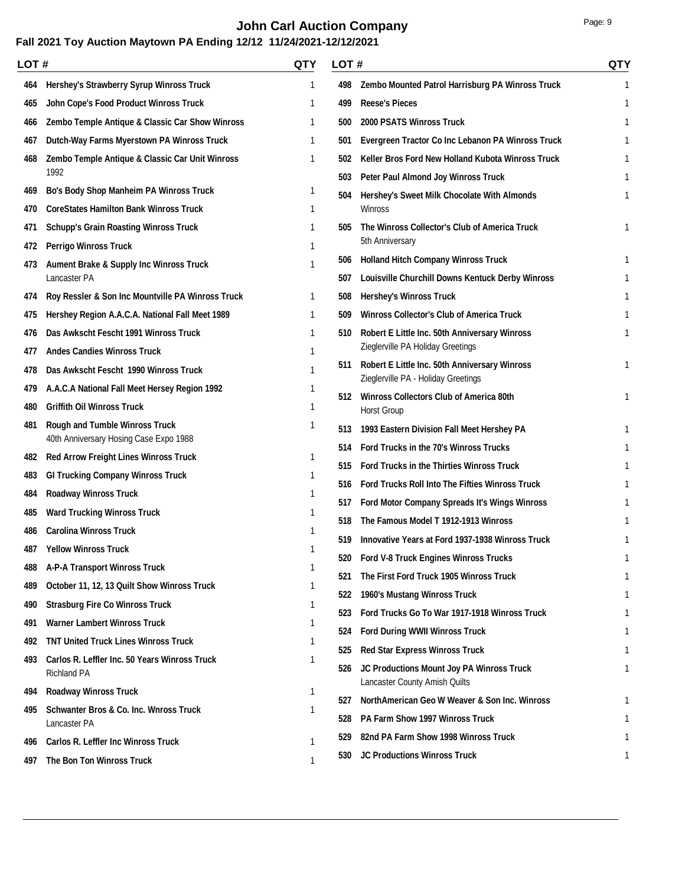# John Carl Auction Company

**Fall 2021 Toy Auction Maytown PA Ending 12/12 11/24/2021-12/12/2021**

| LOT # | | QTY |
|---|---|---|
| 464 | Hershey's Strawberry Syrup Winross Truck | 1 |
| 465 | John Cope's Food Product Winross Truck | 1 |
| 466 | Zembo Temple Antique & Classic Car Show Winross | 1 |
| 467 | Dutch-Way Farms Myerstown PA Winross Truck | 1 |
| 468 | Zembo Temple Antique & Classic Car Unit Winross 1992 | 1 |
| 469 | Bo's Body Shop Manheim PA Winross Truck | 1 |
| 470 | CoreStates Hamilton Bank Winross Truck | 1 |
| 471 | Schupp's Grain Roasting Winross Truck | 1 |
| 472 | Perrigo Winross Truck | 1 |
| 473 | Aument Brake & Supply Inc Winross Truck Lancaster PA | 1 |
| 474 | Roy Ressler & Son Inc Mountville PA Winross Truck | 1 |
| 475 | Hershey Region A.A.C.A. National Fall Meet 1989 | 1 |
| 476 | Das Awkscht Fescht 1991 Winross Truck | 1 |
| 477 | Andes Candies Winross Truck | 1 |
| 478 | Das Awkscht Fescht 1990 Winross Truck | 1 |
| 479 | A.A.C.A National Fall Meet Hersey Region 1992 | 1 |
| 480 | Griffith Oil Winross Truck | 1 |
| 481 | Rough and Tumble Winross Truck 40th Anniversary Hosing Case Expo 1988 | 1 |
| 482 | Red Arrow Freight Lines Winross Truck | 1 |
| 483 | GI Trucking Company Winross Truck | 1 |
| 484 | Roadway Winross Truck | 1 |
| 485 | Ward Trucking Winross Truck | 1 |
| 486 | Carolina Winross Truck | 1 |
| 487 | Yellow Winross Truck | 1 |
| 488 | A-P-A Transport Winross Truck | 1 |
| 489 | October 11, 12, 13 Quilt Show Winross Truck | 1 |
| 490 | Strasburg Fire Co Winross Truck | 1 |
| 491 | Warner Lambert Winross Truck | 1 |
| 492 | TNT United Truck Lines Winross Truck | 1 |
| 493 | Carlos R. Leffler Inc. 50 Years Winross Truck Richland PA | 1 |
| 494 | Roadway Winross Truck | 1 |
| 495 | Schwanter Bros & Co. Inc. Wnross Truck Lancaster PA | 1 |
| 496 | Carlos R. Leffler Inc Winross Truck | 1 |
| 497 | The Bon Ton Winross Truck | 1 |
| 498 | Zembo Mounted Patrol Harrisburg PA Winross Truck | 1 |
| 499 | Reese's Pieces | 1 |
| 500 | 2000 PSATS Winross Truck | 1 |
| 501 | Evergreen Tractor Co Inc Lebanon PA Winross Truck | 1 |
| 502 | Keller Bros Ford New Holland Kubota Winross Truck | 1 |
| 503 | Peter Paul Almond Joy Winross Truck | 1 |
| 504 | Hershey's Sweet Milk Chocolate With Almonds Winross | 1 |
| 505 | The Winross Collector's Club of America Truck 5th Anniversary | 1 |
| 506 | Holland Hitch Company Winross Truck | 1 |
| 507 | Louisville Churchill Downs Kentuck Derby Winross | 1 |
| 508 | Hershey's Winross Truck | 1 |
| 509 | Winross Collector's Club of America Truck | 1 |
| 510 | Robert E Little Inc. 50th Anniversary Winross Zieglerville PA Holiday Greetings | 1 |
| 511 | Robert E Little Inc. 50th Anniversary Winross Zieglerville PA - Holiday Greetings | 1 |
| 512 | Winross Collectors Club of America 80th Horst Group | 1 |
| 513 | 1993 Eastern Division Fall Meet Hershey PA | 1 |
| 514 | Ford Trucks in the 70's Winross Trucks | 1 |
| 515 | Ford Trucks in the Thirties Winross Truck | 1 |
| 516 | Ford Trucks Roll Into The Fifties Winross Truck | 1 |
| 517 | Ford Motor Company Spreads It's Wings Winross | 1 |
| 518 | The Famous Model T 1912-1913 Winross | 1 |
| 519 | Innovative Years at Ford 1937-1938 Winross Truck | 1 |
| 520 | Ford V-8 Truck Engines Winross Trucks | 1 |
| 521 | The First Ford Truck 1905 Winross Truck | 1 |
| 522 | 1960's Mustang Winross Truck | 1 |
| 523 | Ford Trucks Go To War 1917-1918 Winross Truck | 1 |
| 524 | Ford During WWII Winross Truck | 1 |
| 525 | Red Star Express Winross Truck | 1 |
| 526 | JC Productions Mount Joy PA Winross Truck Lancaster County Amish Quilts | 1 |
| 527 | NorthAmerican Geo W Weaver & Son Inc. Winross | 1 |
| 528 | PA Farm Show 1997 Winross Truck | 1 |
| 529 | 82nd PA Farm Show 1998 Winross Truck | 1 |
| 530 | JC Productions Winross Truck | 1 |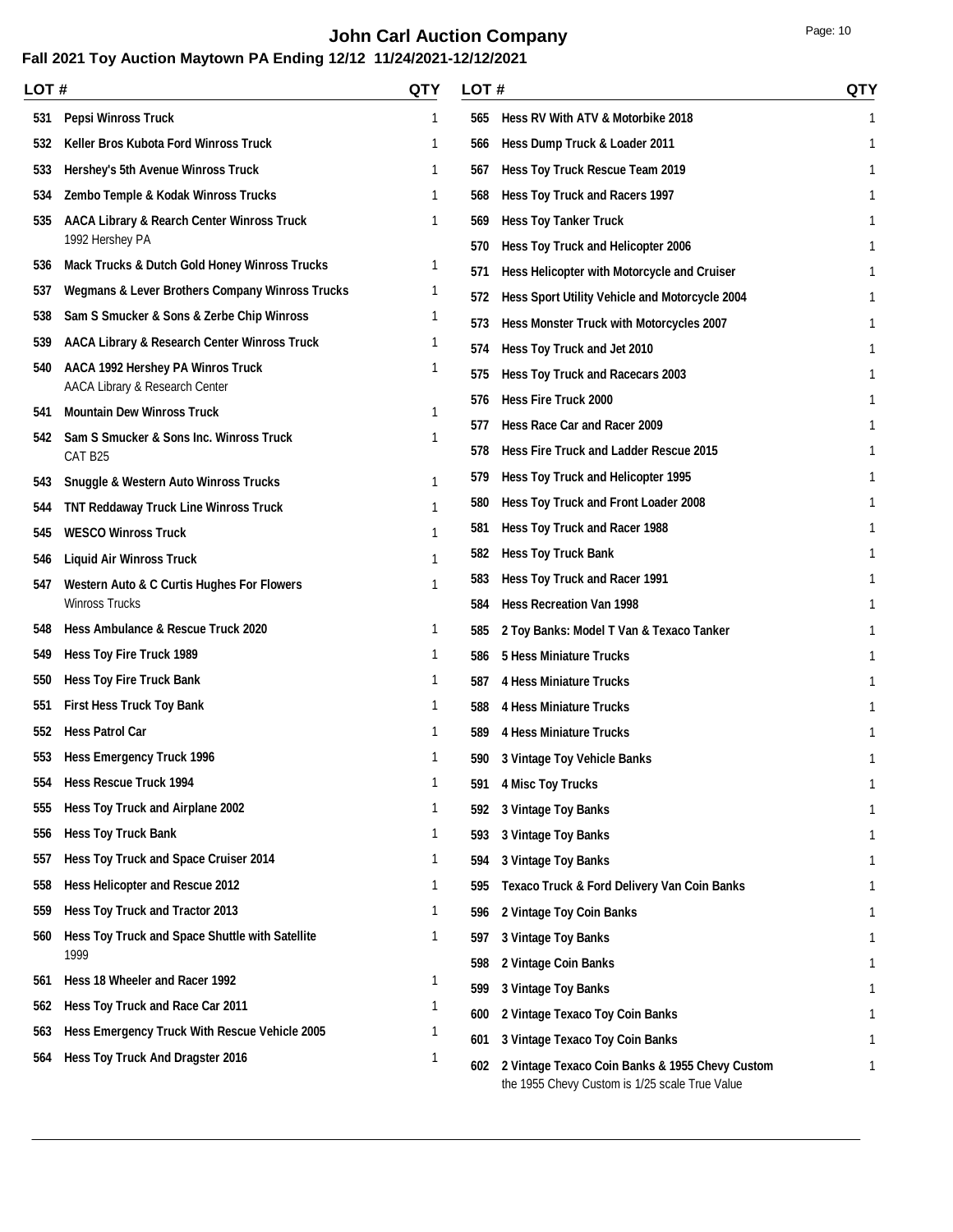# John Carl Auction Company

**Fall 2021 Toy Auction Maytown PA Ending 12/12 11/24/2021-12/12/2021**

| LOT # | | QTY |
|---|---|---|
| 531 | **Pepsi Winross Truck** | 1 |
| 532 | **Keller Bros Kubota Ford Winross Truck** | 1 |
| 533 | **Hershey's 5th Avenue Winross Truck** | 1 |
| 534 | **Zembo Temple & Kodak Winross Trucks** | 1 |
| 535 | **AACA Library & Rearch Center Winross Truck** 1992 Hershey PA | 1 |
| 536 | **Mack Trucks & Dutch Gold Honey Winross Trucks** | 1 |
| 537 | **Wegmans & Lever Brothers Company Winross Trucks** | 1 |
| 538 | **Sam S Smucker & Sons & Zerbe Chip Winross** | 1 |
| 539 | **AACA Library & Research Center Winross Truck** | 1 |
| 540 | **AACA 1992 Hershey PA Winros Truck** AACA Library & Research Center | 1 |
| 541 | **Mountain Dew Winross Truck** | 1 |
| 542 | **Sam S Smucker & Sons Inc. Winross Truck** CAT B25 | 1 |
| 543 | **Snuggle & Western Auto Winross Trucks** | 1 |
| 544 | **TNT Reddaway Truck Line Winross Truck** | 1 |
| 545 | **WESCO Winross Truck** | 1 |
| 546 | **Liquid Air Winross Truck** | 1 |
| 547 | **Western Auto & C Curtis Hughes For Flowers** Winross Trucks | 1 |
| 548 | **Hess Ambulance & Rescue Truck 2020** | 1 |
| 549 | **Hess Toy Fire Truck 1989** | 1 |
| 550 | **Hess Toy Fire Truck Bank** | 1 |
| 551 | **First Hess Truck Toy Bank** | 1 |
| 552 | **Hess Patrol Car** | 1 |
| 553 | **Hess Emergency Truck 1996** | 1 |
| 554 | **Hess Rescue Truck 1994** | 1 |
| 555 | **Hess Toy Truck and Airplane 2002** | 1 |
| 556 | **Hess Toy Truck Bank** | 1 |
| 557 | **Hess Toy Truck and Space Cruiser 2014** | 1 |
| 558 | **Hess Helicopter and Rescue 2012** | 1 |
| 559 | **Hess Toy Truck and Tractor 2013** | 1 |
| 560 | **Hess Toy Truck and Space Shuttle with Satellite** 1999 | 1 |
| 561 | **Hess 18 Wheeler and Racer 1992** | 1 |
| 562 | **Hess Toy Truck and Race Car 2011** | 1 |
| 563 | **Hess Emergency Truck With Rescue Vehicle 2005** | 1 |
| 564 | **Hess Toy Truck And Dragster 2016** | 1 |
| 565 | **Hess RV With ATV & Motorbike 2018** | 1 |
| 566 | **Hess Dump Truck & Loader 2011** | 1 |
| 567 | **Hess Toy Truck Rescue Team 2019** | 1 |
| 568 | **Hess Toy Truck and Racers 1997** | 1 |
| 569 | **Hess Toy Tanker Truck** | 1 |
| 570 | **Hess Toy Truck and Helicopter 2006** | 1 |
| 571 | **Hess Helicopter with Motorcycle and Cruiser** | 1 |
| 572 | **Hess Sport Utility Vehicle and Motorcycle 2004** | 1 |
| 573 | **Hess Monster Truck with Motorcycles 2007** | 1 |
| 574 | **Hess Toy Truck and Jet 2010** | 1 |
| 575 | **Hess Toy Truck and Racecars 2003** | 1 |
| 576 | **Hess Fire Truck 2000** | 1 |
| 577 | **Hess Race Car and Racer 2009** | 1 |
| 578 | **Hess Fire Truck and Ladder Rescue 2015** | 1 |
| 579 | **Hess Toy Truck and Helicopter 1995** | 1 |
| 580 | **Hess Toy Truck and Front Loader 2008** | 1 |
| 581 | **Hess Toy Truck and Racer 1988** | 1 |
| 582 | **Hess Toy Truck Bank** | 1 |
| 583 | **Hess Toy Truck and Racer 1991** | 1 |
| 584 | **Hess Recreation Van 1998** | 1 |
| 585 | **2 Toy Banks: Model T Van & Texaco Tanker** | 1 |
| 586 | **5 Hess Miniature Trucks** | 1 |
| 587 | **4 Hess Miniature Trucks** | 1 |
| 588 | **4 Hess Miniature Trucks** | 1 |
| 589 | **4 Hess Miniature Trucks** | 1 |
| 590 | **3 Vintage Toy Vehicle Banks** | 1 |
| 591 | **4 Misc Toy Trucks** | 1 |
| 592 | **3 Vintage Toy Banks** | 1 |
| 593 | **3 Vintage Toy Banks** | 1 |
| 594 | **3 Vintage Toy Banks** | 1 |
| 595 | **Texaco Truck & Ford Delivery Van Coin Banks** | 1 |
| 596 | **2 Vintage Toy Coin Banks** | 1 |
| 597 | **3 Vintage Toy Banks** | 1 |
| 598 | **2 Vintage Coin Banks** | 1 |
| 599 | **3 Vintage Toy Banks** | 1 |
| 600 | **2 Vintage Texaco Toy Coin Banks** | 1 |
| 601 | **3 Vintage Texaco Toy Coin Banks** | 1 |
| 602 | **2 Vintage Texaco Coin Banks & 1955 Chevy Custom** the 1955 Chevy Custom is 1/25 scale True Value | 1 |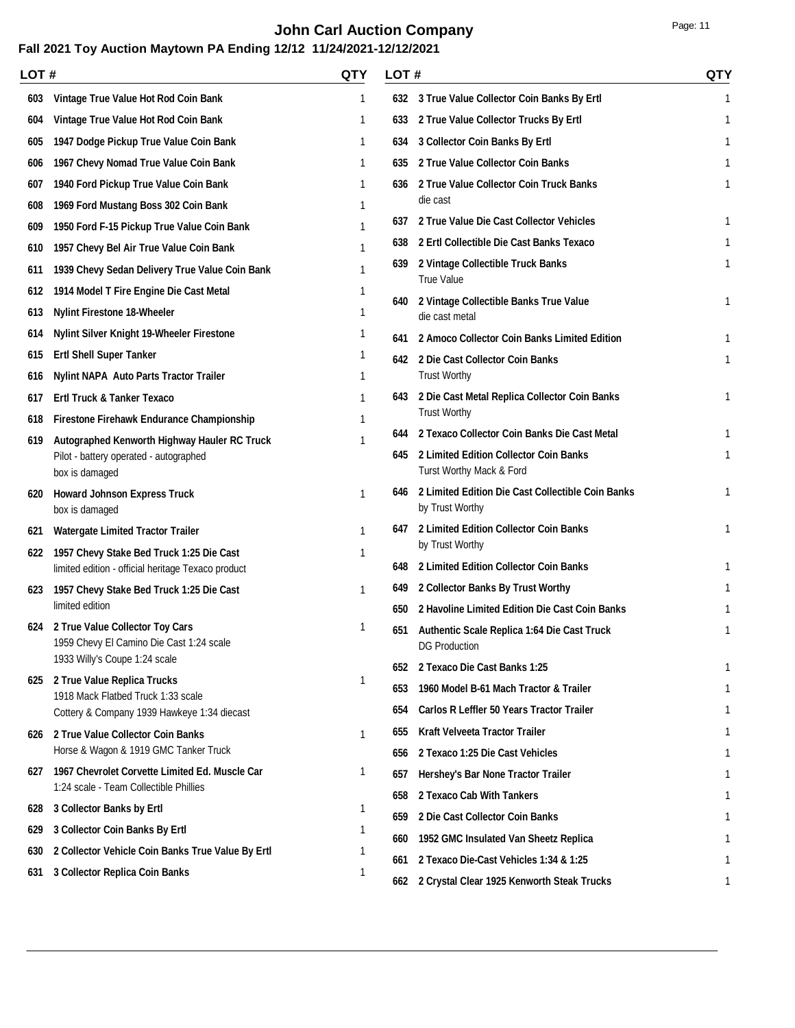# John Carl Auction Company

## Fall 2021 Toy Auction Maytown PA Ending 12/12 11/24/2021-12/12/2021

| LOT # | | QTY |
|---|---|---|
| 603 | Vintage True Value Hot Rod Coin Bank | 1 |
| 604 | Vintage True Value Hot Rod Coin Bank | 1 |
| 605 | 1947 Dodge Pickup True Value Coin Bank | 1 |
| 606 | 1967 Chevy Nomad True Value Coin Bank | 1 |
| 607 | 1940 Ford Pickup True Value Coin Bank | 1 |
| 608 | 1969 Ford Mustang Boss 302 Coin Bank | 1 |
| 609 | 1950 Ford F-15 Pickup True Value Coin Bank | 1 |
| 610 | 1957 Chevy Bel Air True Value Coin Bank | 1 |
| 611 | 1939 Chevy Sedan Delivery True Value Coin Bank | 1 |
| 612 | 1914 Model T Fire Engine Die Cast Metal | 1 |
| 613 | Nylint Firestone 18-Wheeler | 1 |
| 614 | Nylint Silver Knight 19-Wheeler Firestone | 1 |
| 615 | Ertl Shell Super Tanker | 1 |
| 616 | Nylint NAPA Auto Parts Tractor Trailer | 1 |
| 617 | Ertl Truck & Tanker Texaco | 1 |
| 618 | Firestone Firehawk Endurance Championship | 1 |
| 619 | **Autographed Kenworth Highway Hauler RC Truck**<br>Pilot - battery operated - autographed<br>box is damaged | 1 |
| 620 | **Howard Johnson Express Truck**<br>box is damaged | 1 |
| 621 | Watergate Limited Tractor Trailer | 1 |
| 622 | **1957 Chevy Stake Bed Truck 1:25 Die Cast**<br>limited edition - official heritage Texaco product | 1 |
| 623 | **1957 Chevy Stake Bed Truck 1:25 Die Cast**<br>limited edition | 1 |
| 624 | **2 True Value Collector Toy Cars**<br>1959 Chevy El Camino Die Cast 1:24 scale<br>1933 Willy's Coupe 1:24 scale | 1 |
| 625 | **2 True Value Replica Trucks**<br>1918 Mack Flatbed Truck 1:33 scale<br>Cottery & Company 1939 Hawkeye 1:34 diecast | 1 |
| 626 | **2 True Value Collector Coin Banks**<br>Horse & Wagon & 1919 GMC Tanker Truck | 1 |
| 627 | **1967 Chevrolet Corvette Limited Ed. Muscle Car**<br>1:24 scale - Team Collectible Phillies | 1 |
| 628 | 3 Collector Banks by Ertl | 1 |
| 629 | 3 Collector Coin Banks By Ertl | 1 |
| 630 | 2 Collector Vehicle Coin Banks True Value By Ertl | 1 |
| 631 | 3 Collector Replica Coin Banks | 1 |
| 632 | 3 True Value Collector Coin Banks By Ertl | 1 |
| 633 | 2 True Value Collector Trucks By Ertl | 1 |
| 634 | 3 Collector Coin Banks By Ertl | 1 |
| 635 | 2 True Value Collector Coin Banks | 1 |
| 636 | **2 True Value Collector Coin Truck Banks**<br>die cast | 1 |
| 637 | 2 True Value Die Cast Collector Vehicles | 1 |
| 638 | 2 Ertl Collectible Die Cast Banks Texaco | 1 |
| 639 | **2 Vintage Collectible Truck Banks**<br>True Value | 1 |
| 640 | **2 Vintage Collectible Banks True Value**<br>die cast metal | 1 |
| 641 | 2 Amoco Collector Coin Banks Limited Edition | 1 |
| 642 | **2 Die Cast Collector Coin Banks**<br>Trust Worthy | 1 |
| 643 | **2 Die Cast Metal Replica Collector Coin Banks**<br>Trust Worthy | 1 |
| 644 | 2 Texaco Collector Coin Banks Die Cast Metal | 1 |
| 645 | **2 Limited Edition Collector Coin Banks**<br>Turst Worthy Mack & Ford | 1 |
| 646 | **2 Limited Edition Die Cast Collectible Coin Banks**<br>by Trust Worthy | 1 |
| 647 | **2 Limited Edition Collector Coin Banks**<br>by Trust Worthy | 1 |
| 648 | 2 Limited Edition Collector Coin Banks | 1 |
| 649 | 2 Collector Banks By Trust Worthy | 1 |
| 650 | 2 Havoline Limited Edition Die Cast Coin Banks | 1 |
| 651 | **Authentic Scale Replica 1:64 Die Cast Truck**<br>DG Production | 1 |
| 652 | 2 Texaco Die Cast Banks 1:25 | 1 |
| 653 | 1960 Model B-61 Mach Tractor & Trailer | 1 |
| 654 | Carlos R Leffler 50 Years Tractor Trailer | 1 |
| 655 | Kraft Velveeta Tractor Trailer | 1 |
| 656 | 2 Texaco 1:25 Die Cast Vehicles | 1 |
| 657 | Hershey's Bar None Tractor Trailer | 1 |
| 658 | 2 Texaco Cab With Tankers | 1 |
| 659 | 2 Die Cast Collector Coin Banks | 1 |
| 660 | 1952 GMC Insulated Van Sheetz Replica | 1 |
| 661 | 2 Texaco Die-Cast Vehicles 1:34 & 1:25 | 1 |
| 662 | 2 Crystal Clear 1925 Kenworth Steak Trucks | 1 |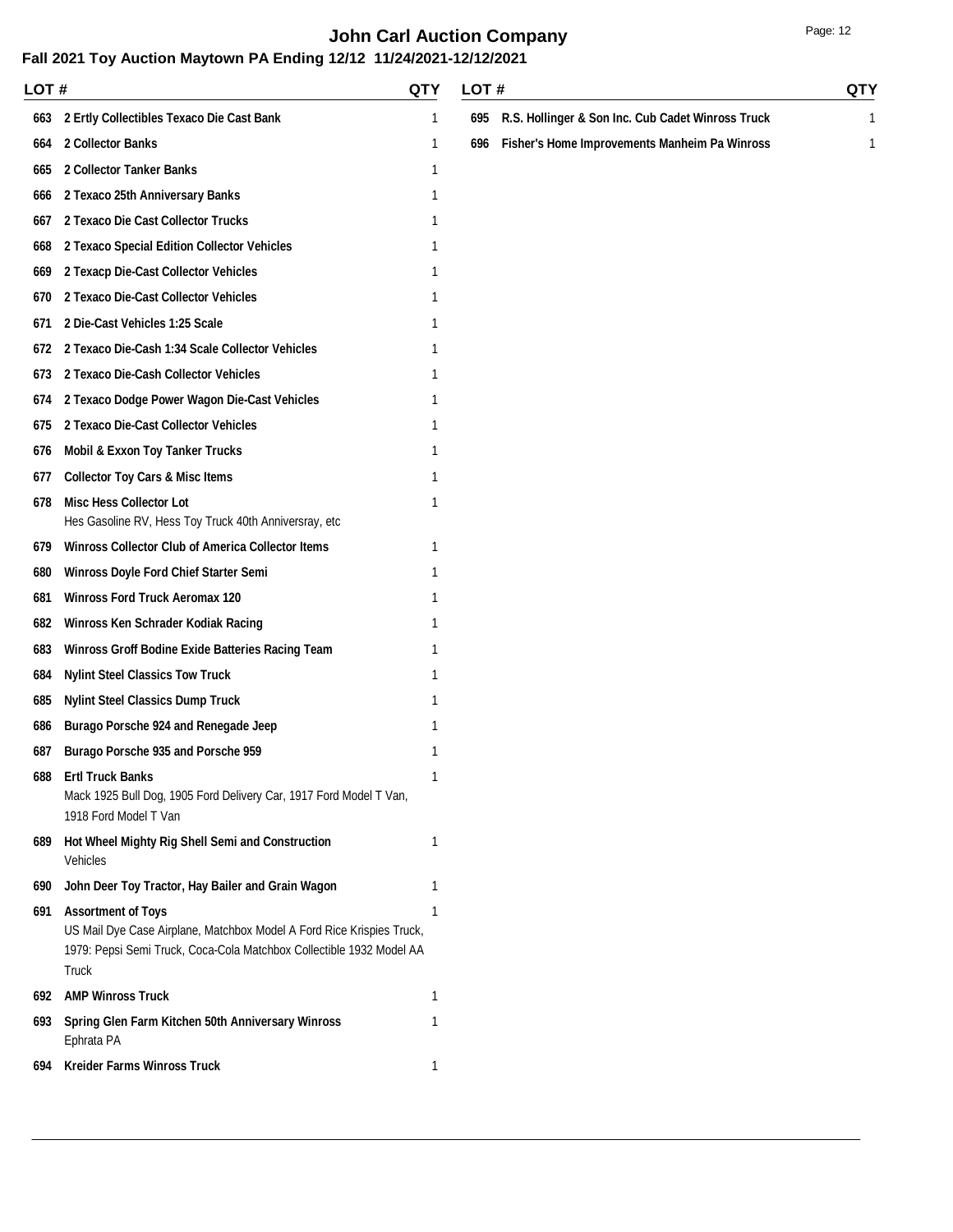# John Carl Auction Company

## Fall 2021 Toy Auction Maytown PA Ending 12/12 11/24/2021-12/12/2021

| LOT # | | QTY |
|---|---|---|
| 663 | 2 Ertly Collectibles Texaco Die Cast Bank | 1 |
| 664 | 2 Collector Banks | 1 |
| 665 | 2 Collector Tanker Banks | 1 |
| 666 | 2 Texaco 25th Anniversary Banks | 1 |
| 667 | 2 Texaco Die Cast Collector Trucks | 1 |
| 668 | 2 Texaco Special Edition Collector Vehicles | 1 |
| 669 | 2 Texacp Die-Cast Collector Vehicles | 1 |
| 670 | 2 Texaco Die-Cast Collector Vehicles | 1 |
| 671 | 2 Die-Cast Vehicles 1:25 Scale | 1 |
| 672 | 2 Texaco Die-Cash 1:34 Scale Collector Vehicles | 1 |
| 673 | 2 Texaco Die-Cash Collector Vehicles | 1 |
| 674 | 2 Texaco Dodge Power Wagon Die-Cast Vehicles | 1 |
| 675 | 2 Texaco Die-Cast Collector Vehicles | 1 |
| 676 | Mobil & Exxon Toy Tanker Trucks | 1 |
| 677 | Collector Toy Cars & Misc Items | 1 |
| 678 | **Misc Hess Collector Lot**<br>Hes Gasoline RV, Hess Toy Truck 40th Anniversray, etc | 1 |
| 679 | Winross Collector Club of America Collector Items | 1 |
| 680 | Winross Doyle Ford Chief Starter Semi | 1 |
| 681 | Winross Ford Truck Aeromax 120 | 1 |
| 682 | Winross Ken Schrader Kodiak Racing | 1 |
| 683 | Winross Groff Bodine Exide Batteries Racing Team | 1 |
| 684 | Nylint Steel Classics Tow Truck | 1 |
| 685 | Nylint Steel Classics Dump Truck | 1 |
| 686 | Burago Porsche 924 and Renegade Jeep | 1 |
| 687 | Burago Porsche 935 and Porsche 959 | 1 |
| 688 | **Ertl Truck Banks**<br>Mack 1925 Bull Dog, 1905 Ford Delivery Car, 1917 Ford Model T Van, 1918 Ford Model T Van | 1 |
| 689 | **Hot Wheel Mighty Rig Shell Semi and Construction**<br>Vehicles | 1 |
| 690 | John Deer Toy Tractor, Hay Bailer and Grain Wagon | 1 |
| 691 | **Assortment of Toys**<br>US Mail Dye Case Airplane, Matchbox Model A Ford Rice Krispies Truck, 1979: Pepsi Semi Truck, Coca-Cola Matchbox Collectible 1932 Model AA Truck | 1 |
| 692 | AMP Winross Truck | 1 |
| 693 | **Spring Glen Farm Kitchen 50th Anniversary Winross**<br>Ephrata PA | 1 |
| 694 | Kreider Farms Winross Truck | 1 |
| 695 | R.S. Hollinger & Son Inc. Cub Cadet Winross Truck | 1 |
| 696 | Fisher's Home Improvements Manheim Pa Winross | 1 |